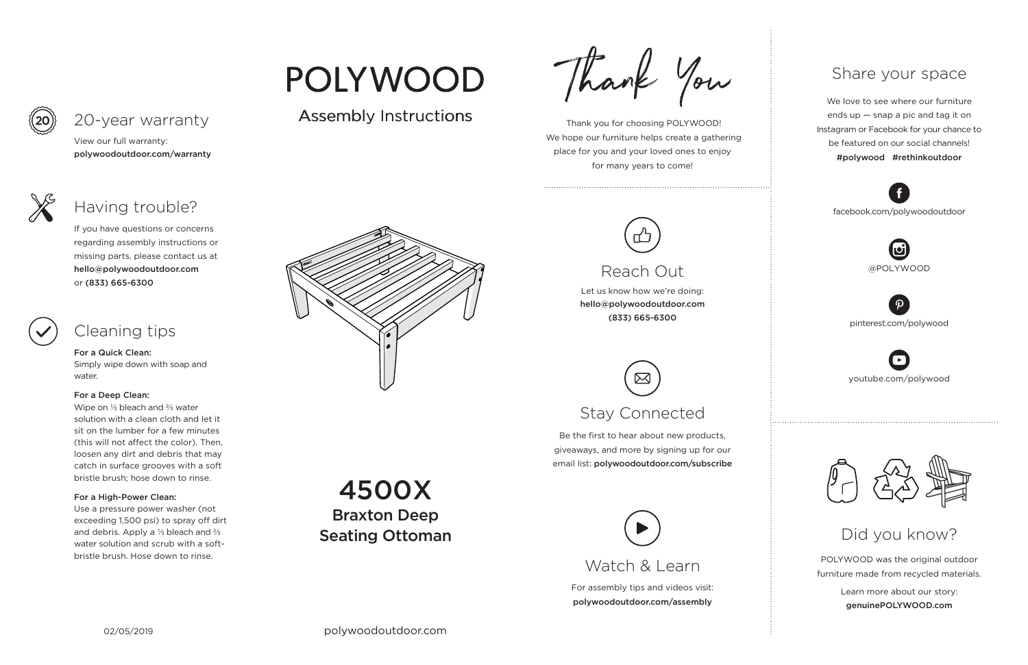# POLYWOOD

## Assembly Instructions

# 4500X

## Braxton Deep Seating Ottoman

## 20-year warranty

View our full warranty:
**polywoodoutdoor.com/warranty**

## Having trouble?

If you have questions or concerns regarding assembly instructions or missing parts, please contact us at **hello@polywoodoutdoor.com** or **(833) 665-6300**

## Cleaning tips

**For a Quick Clean:**
Simply wipe down with soap and water.

**For a Deep Clean:**
Wipe on ⅓ bleach and ⅔ water solution with a clean cloth and let it sit on the lumber for a few minutes (this will not affect the color). Then, loosen any dirt and debris that may catch in surface grooves with a soft bristle brush; hose down to rinse.

**For a High-Power Clean:**
Use a pressure power washer (not exceeding 1,500 psi) to spray off dirt and debris. Apply a ⅓ bleach and ⅔ water solution and scrub with a soft-bristle brush. Hose down to rinse.

02/05/2019

polywoodoutdoor.com

## Thank You

Thank you for choosing POLYWOOD! We hope our furniture helps create a gathering place for you and your loved ones to enjoy for many years to come!

## Reach Out

Let us know how we're doing:
**hello@polywoodoutdoor.com**
**(833) 665-6300**

## Stay Connected

Be the first to hear about new products, giveaways, and more by signing up for our email list: **polywoodoutdoor.com/subscribe**

## Watch & Learn

For assembly tips and videos visit:
**polywoodoutdoor.com/assembly**

## Share your space

We love to see where our furniture ends up — snap a pic and tag it on Instagram or Facebook for your chance to be featured on our social channels!
**#polywood #rethinkoutdoor**

facebook.com/polywoodoutdoor

@POLYWOOD

pinterest.com/polywood

youtube.com/polywood

## Did you know?

POLYWOOD was the original outdoor furniture made from recycled materials.

Learn more about our story:
**genuinePOLYWOOD.com**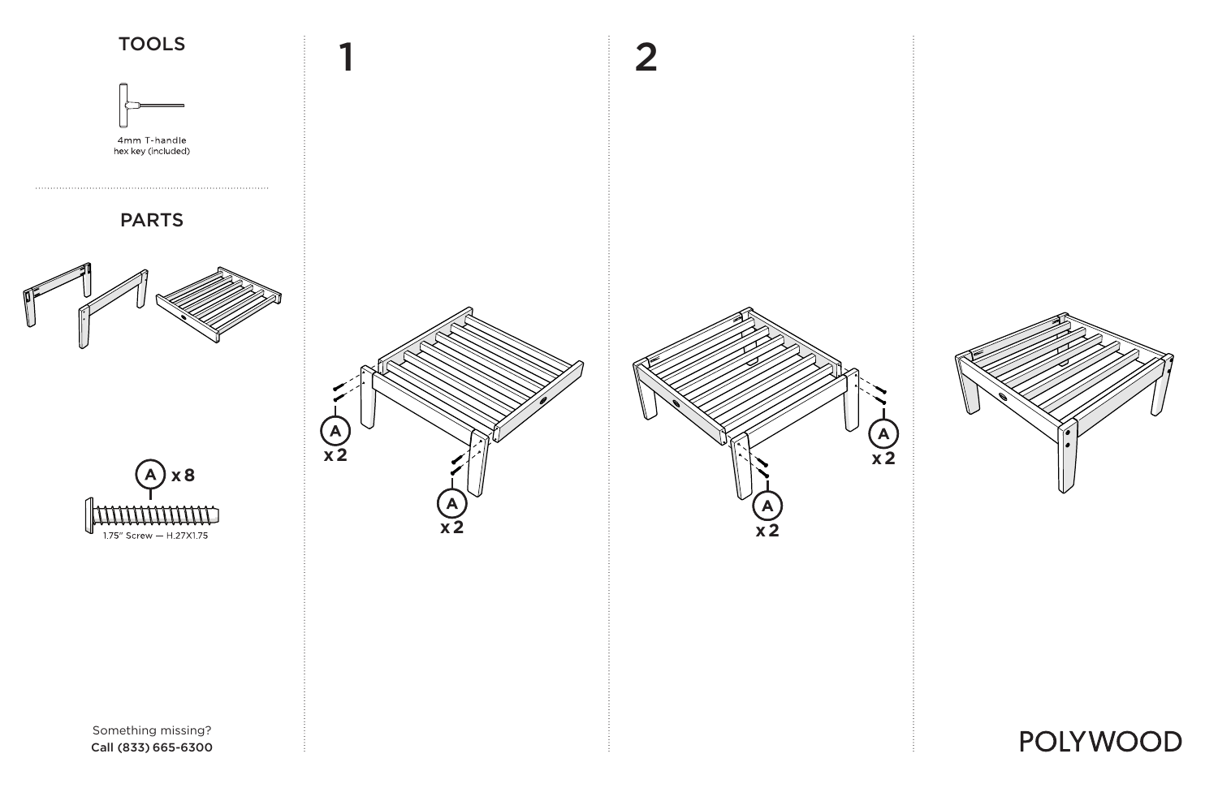## TOOLS

4mm T-handle hex key (included)

## PARTS

A x 8

1.75" Screw — H.27X1.75

Something missing?
**Call (833) 665-6300**

## 1

A x 2

A x 2

## 2

A x 2

A x 2

POLYWOOD